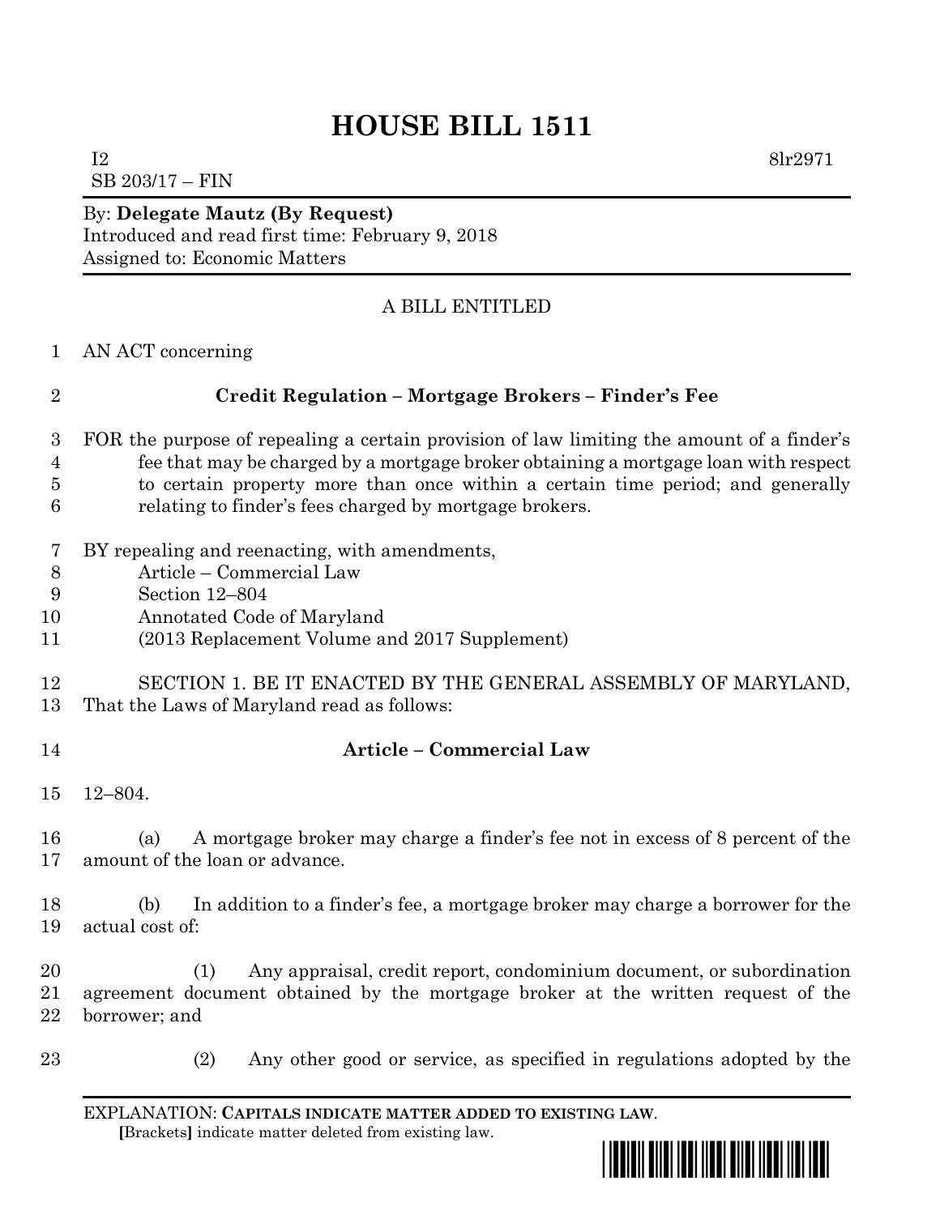# HOUSE BILL 1511

I2 8lr2971

SB 203/17 – FIN

By: **Delegate Mautz (By Request)**
Introduced and read first time: February 9, 2018
Assigned to: Economic Matters

A BILL ENTITLED

1 AN ACT concerning

2 **Credit Regulation – Mortgage Brokers – Finder's Fee**

3 FOR the purpose of repealing a certain provision of law limiting the amount of a finder's
4 fee that may be charged by a mortgage broker obtaining a mortgage loan with respect
5 to certain property more than once within a certain time period; and generally
6 relating to finder's fees charged by mortgage brokers.

7 BY repealing and reenacting, with amendments,
8 Article – Commercial Law
9 Section 12–804
10 Annotated Code of Maryland
11 (2013 Replacement Volume and 2017 Supplement)

12 SECTION 1. BE IT ENACTED BY THE GENERAL ASSEMBLY OF MARYLAND,
13 That the Laws of Maryland read as follows:

14 **Article – Commercial Law**

15 12–804.

16 (a) A mortgage broker may charge a finder's fee not in excess of 8 percent of the
17 amount of the loan or advance.

18 (b) In addition to a finder's fee, a mortgage broker may charge a borrower for the
19 actual cost of:

20 (1) Any appraisal, credit report, condominium document, or subordination
21 agreement document obtained by the mortgage broker at the written request of the
22 borrower; and

23 (2) Any other good or service, as specified in regulations adopted by the

EXPLANATION: **CAPITALS INDICATE MATTER ADDED TO EXISTING LAW**.
[Brackets] indicate matter deleted from existing law.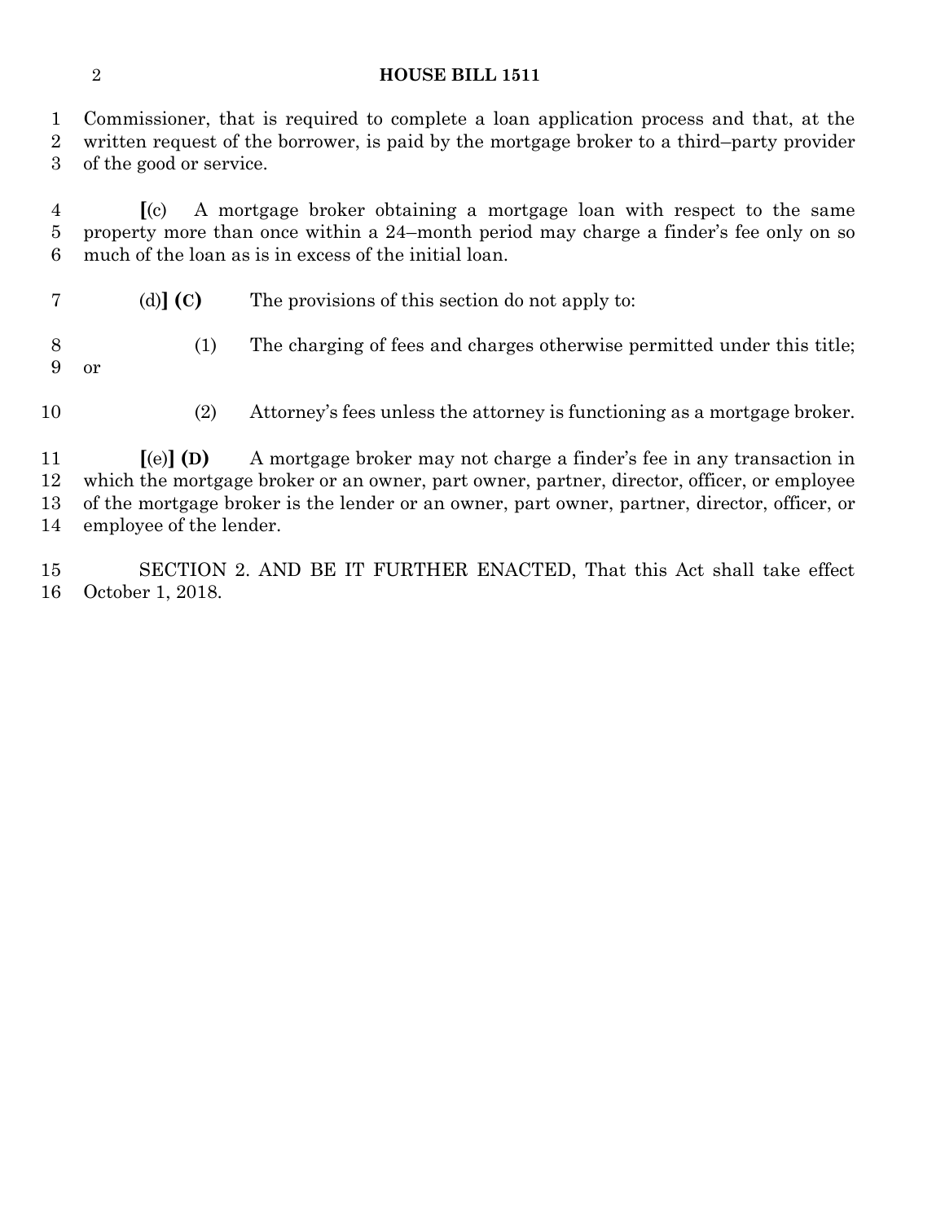Commissioner, that is required to complete a loan application process and that, at the written request of the borrower, is paid by the mortgage broker to a third–party provider of the good or service.

**[**(c) A mortgage broker obtaining a mortgage loan with respect to the same property more than once within a 24–month period may charge a finder's fee only on so much of the loan as is in excess of the initial loan.

(d)**] (C)** The provisions of this section do not apply to:

(1) The charging of fees and charges otherwise permitted under this title; or

(2) Attorney's fees unless the attorney is functioning as a mortgage broker.

**[**(e)**] (D)** A mortgage broker may not charge a finder's fee in any transaction in which the mortgage broker or an owner, part owner, partner, director, officer, or employee of the mortgage broker is the lender or an owner, part owner, partner, director, officer, or employee of the lender.

SECTION 2. AND BE IT FURTHER ENACTED, That this Act shall take effect October 1, 2018.